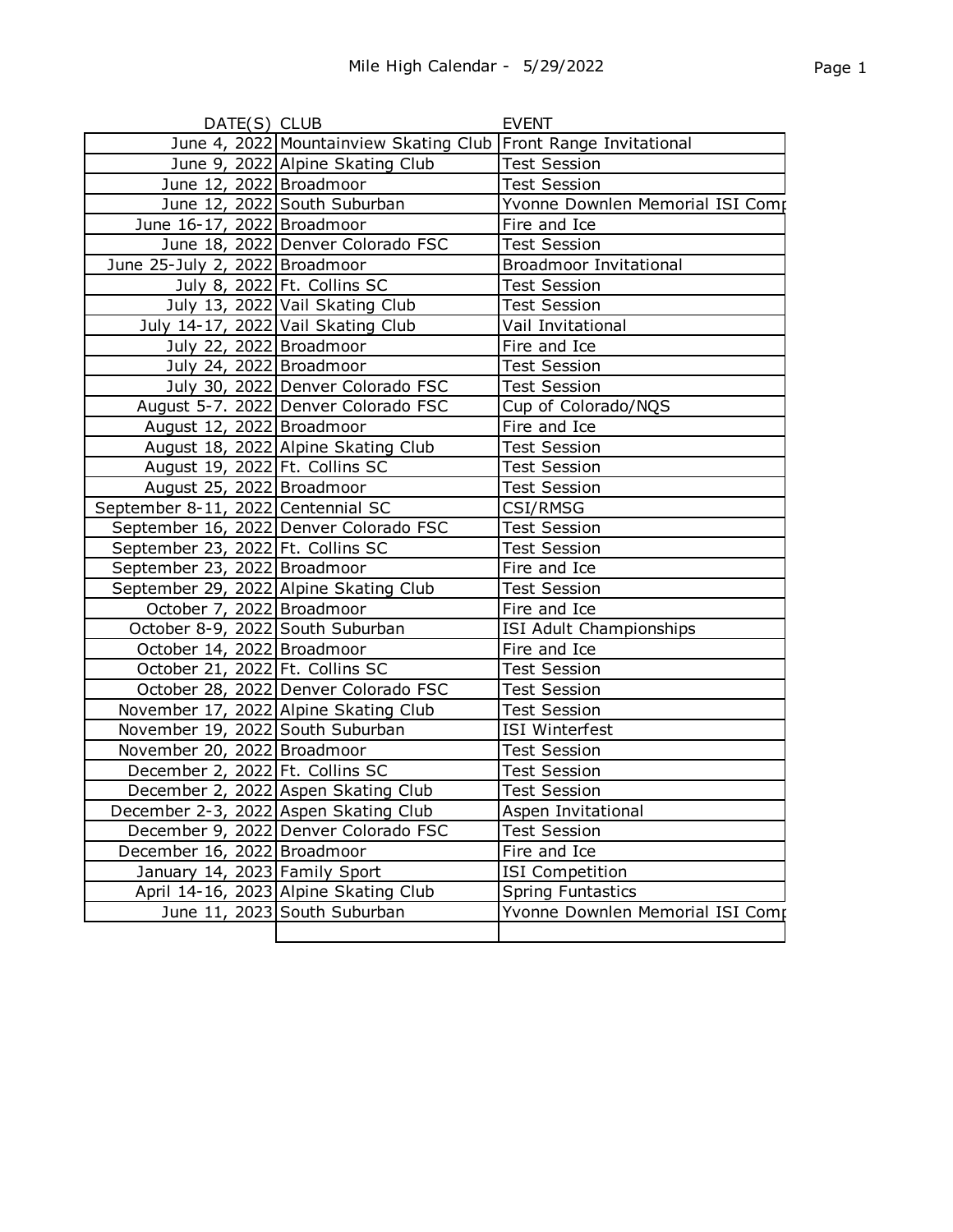# Mile High Calendar - 5/29/2022

| DATE(S) | CLUB | EVENT |
|---|---|---|
| June 4, 2022 | Mountainview Skating Club | Front Range Invitational |
| June 9, 2022 | Alpine Skating Club | Test Session |
| June 12, 2022 | Broadmoor | Test Session |
| June 12, 2022 | South Suburban | Yvonne Downlen Memorial ISI Comp |
| June 16-17, 2022 | Broadmoor | Fire and Ice |
| June 18, 2022 | Denver Colorado FSC | Test Session |
| June 25-July 2, 2022 | Broadmoor | Broadmoor Invitational |
| July 8, 2022 | Ft. Collins SC | Test Session |
| July 13, 2022 | Vail Skating Club | Test Session |
| July 14-17, 2022 | Vail Skating Club | Vail Invitational |
| July 22, 2022 | Broadmoor | Fire and Ice |
| July 24, 2022 | Broadmoor | Test Session |
| July 30, 2022 | Denver Colorado FSC | Test Session |
| August 5-7. 2022 | Denver Colorado FSC | Cup of Colorado/NQS |
| August 12, 2022 | Broadmoor | Fire and Ice |
| August 18, 2022 | Alpine Skating Club | Test Session |
| August 19, 2022 | Ft. Collins SC | Test Session |
| August 25, 2022 | Broadmoor | Test Session |
| September 8-11, 2022 | Centennial SC | CSI/RMSG |
| September 16, 2022 | Denver Colorado FSC | Test Session |
| September 23, 2022 | Ft. Collins SC | Test Session |
| September 23, 2022 | Broadmoor | Fire and Ice |
| September 29, 2022 | Alpine Skating Club | Test Session |
| October 7, 2022 | Broadmoor | Fire and Ice |
| October 8-9, 2022 | South Suburban | ISI Adult Championships |
| October 14, 2022 | Broadmoor | Fire and Ice |
| October 21, 2022 | Ft. Collins SC | Test Session |
| October 28, 2022 | Denver Colorado FSC | Test Session |
| November 17, 2022 | Alpine Skating Club | Test Session |
| November 19, 2022 | South Suburban | ISI Winterfest |
| November 20, 2022 | Broadmoor | Test Session |
| December 2, 2022 | Ft. Collins SC | Test Session |
| December 2, 2022 | Aspen Skating Club | Test Session |
| December 2-3, 2022 | Aspen Skating Club | Aspen Invitational |
| December 9, 2022 | Denver Colorado FSC | Test Session |
| December 16, 2022 | Broadmoor | Fire and Ice |
| January 14, 2023 | Family Sport | ISI Competition |
| April 14-16, 2023 | Alpine Skating Club | Spring Funtastics |
| June 11, 2023 | South Suburban | Yvonne Downlen Memorial ISI Comp |
| | | |